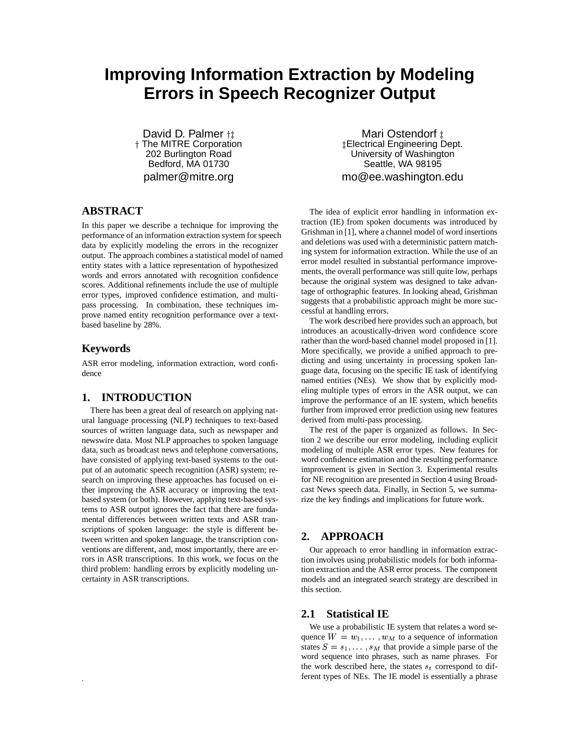# Improving Information Extraction by Modeling Errors in Speech Recognizer Output

David D. Palmer †‡
† The MITRE Corporation
202 Burlington Road
Bedford, MA 01730
palmer@mitre.org

Mari Ostendorf ‡
‡Electrical Engineering Dept.
University of Washington
Seattle, WA 98195
mo@ee.washington.edu

## ABSTRACT

In this paper we describe a technique for improving the performance of an information extraction system for speech data by explicitly modeling the errors in the recognizer output. The approach combines a statistical model of named entity states with a lattice representation of hypothesized words and errors annotated with recognition confidence scores. Additional refinements include the use of multiple error types, improved confidence estimation, and multi-pass processing. In combination, these techniques improve named entity recognition performance over a text-based baseline by 28%.

## Keywords

ASR error modeling, information extraction, word confidence

## 1. INTRODUCTION

There has been a great deal of research on applying natural language processing (NLP) techniques to text-based sources of written language data, such as newspaper and newswire data. Most NLP approaches to spoken language data, such as broadcast news and telephone conversations, have consisted of applying text-based systems to the output of an automatic speech recognition (ASR) system; research on improving these approaches has focused on either improving the ASR accuracy or improving the text-based system (or both). However, applying text-based systems to ASR output ignores the fact that there are fundamental differences between written texts and ASR transcriptions of spoken language: the style is different between written and spoken language, the transcription conventions are different, and, most importantly, there are errors in ASR transcriptions. In this work, we focus on the third problem: handling errors by explicitly modeling uncertainty in ASR transcriptions.

The idea of explicit error handling in information extraction (IE) from spoken documents was introduced by Grishman in [1], where a channel model of word insertions and deletions was used with a deterministic pattern matching system for information extraction. While the use of an error model resulted in substantial performance improvements, the overall performance was still quite low, perhaps because the original system was designed to take advantage of orthographic features. In looking ahead, Grishman suggests that a probabilistic approach might be more successful at handling errors.

The work described here provides such an approach, but introduces an acoustically-driven word confidence score rather than the word-based channel model proposed in [1]. More specifically, we provide a unified approach to predicting and using uncertainty in processing spoken language data, focusing on the specific IE task of identifying named entities (NEs). We show that by explicitly modeling multiple types of errors in the ASR output, we can improve the performance of an IE system, which benefits further from improved error prediction using new features derived from multi-pass processing.

The rest of the paper is organized as follows. In Section 2 we describe our error modeling, including explicit modeling of multiple ASR error types. New features for word confidence estimation and the resulting performance improvement is given in Section 3. Experimental results for NE recognition are presented in Section 4 using Broadcast News speech data. Finally, in Section 5, we summarize the key findings and implications for future work.

## 2. APPROACH

Our approach to error handling in information extraction involves using probabilistic models for both information extraction and the ASR error process. The component models and an integrated search strategy are described in this section.

### 2.1 Statistical IE

We use a probabilistic IE system that relates a word sequence $W = w_1, \ldots, w_M$ to a sequence of information states $S = s_1, \ldots, s_M$ that provide a simple parse of the word sequence into phrases, such as name phrases. For the work described here, the states $s_t$ correspond to different types of NEs. The IE model is essentially a phrase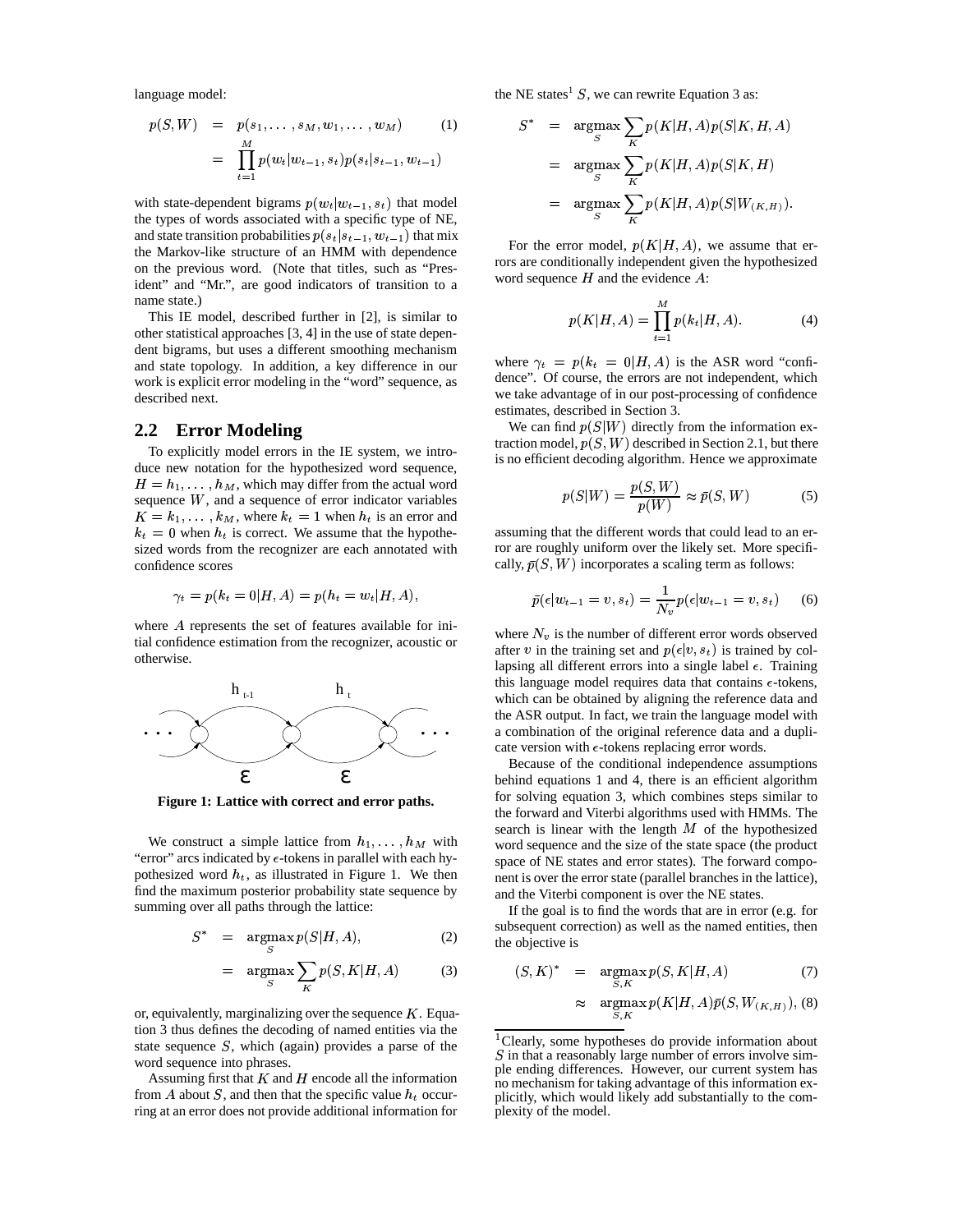language model:

$$
\begin{aligned}
p(S,W) &= p(s_1,\dots,s_M,w_1,\dots,w_M) \qquad (1)\\
&= \prod_{t=1}^{M} p(w_t|w_{t-1},s_t)\,p(s_t|s_{t-1},w_{t-1})
\end{aligned}
$$

with state-dependent bigrams $p(w_t|w_{t-1},s_t)$ that model the types of words associated with a specific type of NE, and state transition probabilities $p(s_t|s_{t-1},w_{t-1})$ that mix the Markov-like structure of an HMM with dependence on the previous word. (Note that titles, such as "President" and "Mr.", are good indicators of transition to a name state.)

This IE model, described further in [2], is similar to other statistical approaches [3, 4] in the use of state dependent bigrams, but uses a different smoothing mechanism and state topology. In addition, a key difference in our work is explicit error modeling in the "word" sequence, as described next.

## 2.2 Error Modeling

To explicitly model errors in the IE system, we introduce new notation for the hypothesized word sequence, $H = h_1,\dots,h_M$, which may differ from the actual word sequence $W$, and a sequence of error indicator variables $K = k_1,\dots,k_M$, where $k_t = 1$ when $h_t$ is an error and $k_t = 0$ when $h_t$ is correct. We assume that the hypothesized words from the recognizer are each annotated with confidence scores

$$
\gamma_t = p(k_t = 0|H,A) = p(h_t = w_t|H,A),
$$

where $A$ represents the set of features available for initial confidence estimation from the recognizer, acoustic or otherwise.

**Figure 1: Lattice with correct and error paths.**

We construct a simple lattice from $h_1,\dots,h_M$ with "error" arcs indicated by $\epsilon$-tokens in parallel with each hypothesized word $h_t$, as illustrated in Figure 1. We then find the maximum posterior probability state sequence by summing over all paths through the lattice:

$$
\begin{aligned}
S^* &= \operatorname*{argmax}_S p(S|H,A), \qquad (2)\\
&= \operatorname*{argmax}_S \sum_K p(S,K|H,A) \qquad (3)
\end{aligned}
$$

or, equivalently, marginalizing over the sequence $K$. Equation 3 thus defines the decoding of named entities via the state sequence $S$, which (again) provides a parse of the word sequence into phrases.

Assuming first that $K$ and $H$ encode all the information from $A$ about $S$, and then that the specific value $h_t$ occurring at an error does not provide additional information for the NE states[1] $S$, we can rewrite Equation 3 as:

$$
\begin{aligned}
S^* &= \operatorname*{argmax}_S \sum_K p(K|H,A)\,p(S|K,H,A)\\
&= \operatorname*{argmax}_S \sum_K p(K|H,A)\,p(S|K,H)\\
&= \operatorname*{argmax}_S \sum_K p(K|H,A)\,p(S|W_{(K,H)}).
\end{aligned}
$$

For the error model, $p(K|H,A)$, we assume that errors are conditionally independent given the hypothesized word sequence $H$ and the evidence $A$:

$$
p(K|H,A) = \prod_{t=1}^{M} p(k_t|H,A). \qquad (4)
$$

where $\gamma_t = p(k_t = 0|H,A)$ is the ASR word "confidence". Of course, the errors are not independent, which we take advantage of in our post-processing of confidence estimates, described in Section 3.

We can find $p(S|W)$ directly from the information extraction model, $p(S,W)$ described in Section 2.1, but there is no efficient decoding algorithm. Hence we approximate

$$
p(S|W) = \frac{p(S,W)}{p(W)} \approx \bar{p}(S,W) \qquad (5)
$$

assuming that the different words that could lead to an error are roughly uniform over the likely set. More specifically, $\bar{p}(S,W)$ incorporates a scaling term as follows:

$$
\bar{p}(\epsilon|w_{t-1} = v, s_t) = \frac{1}{N_v} p(\epsilon|w_{t-1} = v, s_t) \qquad (6)
$$

where $N_v$ is the number of different error words observed after $v$ in the training set and $p(\epsilon|v,s_t)$ is trained by collapsing all different errors into a single label $\epsilon$. Training this language model requires data that contains $\epsilon$-tokens, which can be obtained by aligning the reference data and the ASR output. In fact, we train the language model with a combination of the original reference data and a duplicate version with $\epsilon$-tokens replacing error words.

Because of the conditional independence assumptions behind equations 1 and 4, there is an efficient algorithm for solving equation 3, which combines steps similar to the forward and Viterbi algorithms used with HMMs. The search is linear with the length $M$ of the hypothesized word sequence and the size of the state space (the product space of NE states and error states). The forward component is over the error state (parallel branches in the lattice), and the Viterbi component is over the NE states.

If the goal is to find the words that are in error (e.g. for subsequent correction) as well as the named entities, then the objective is

$$
\begin{aligned}
(S,K)^* &= \operatorname*{argmax}_{S,K} p(S,K|H,A) \qquad (7)\\
&\approx \operatorname*{argmax}_{S,K} p(K|H,A)\,\bar{p}(S,W_{(K,H)}), \qquad (8)
\end{aligned}
$$

[1] Clearly, some hypotheses do provide information about $S$ in that a reasonably large number of errors involve simple ending differences. However, our current system has no mechanism for taking advantage of this information explicitly, which would likely add substantially to the complexity of the model.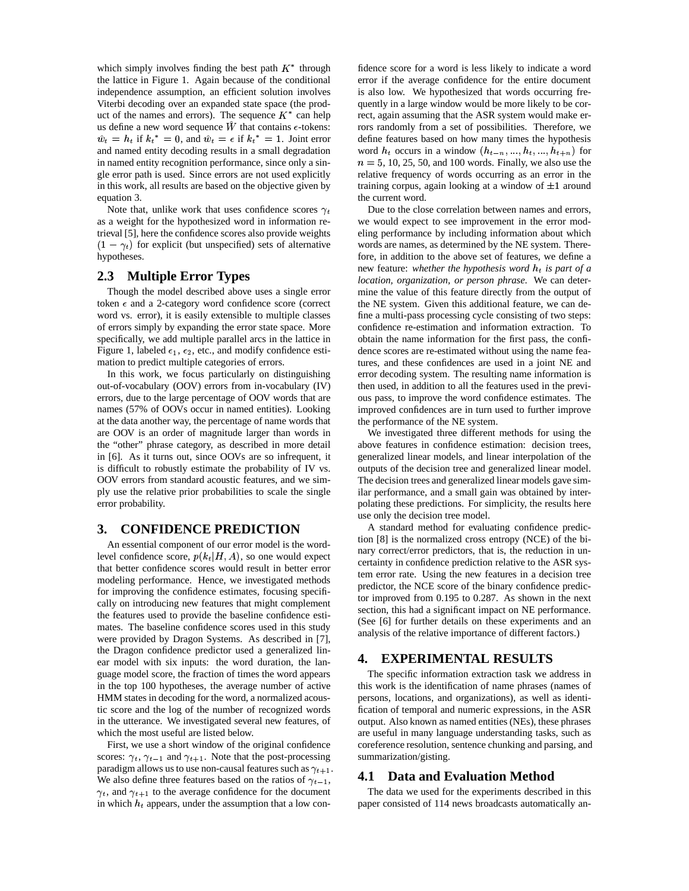which simply involves finding the best path $K^*$ through the lattice in Figure 1. Again because of the conditional independence assumption, an efficient solution involves Viterbi decoding over an expanded state space (the product of the names and errors). The sequence $K^*$ can help us define a new word sequence $\hat{W}$ that contains $\epsilon$-tokens: $\hat{w}_t = h_t$ if $k_t{}^* = 0$, and $\hat{w}_t = \epsilon$ if $k_t{}^* = 1$. Joint error and named entity decoding results in a small degradation in named entity recognition performance, since only a single error path is used. Since errors are not used explicitly in this work, all results are based on the objective given by equation 3.

Note that, unlike work that uses confidence scores $\gamma_t$ as a weight for the hypothesized word in information retrieval [5], here the confidence scores also provide weights $(1 - \gamma_t)$ for explicit (but unspecified) sets of alternative hypotheses.

### 2.3 Multiple Error Types

Though the model described above uses a single error token $\epsilon$ and a 2-category word confidence score (correct word vs. error), it is easily extensible to multiple classes of errors simply by expanding the error state space. More specifically, we add multiple parallel arcs in the lattice in Figure 1, labeled $\epsilon_1$, $\epsilon_2$, etc., and modify confidence estimation to predict multiple categories of errors.

In this work, we focus particularly on distinguishing out-of-vocabulary (OOV) errors from in-vocabulary (IV) errors, due to the large percentage of OOV words that are names (57% of OOVs occur in named entities). Looking at the data another way, the percentage of name words that are OOV is an order of magnitude larger than words in the "other" phrase category, as described in more detail in [6]. As it turns out, since OOVs are so infrequent, it is difficult to robustly estimate the probability of IV vs. OOV errors from standard acoustic features, and we simply use the relative prior probabilities to scale the single error probability.

## 3. CONFIDENCE PREDICTION

An essential component of our error model is the word-level confidence score, $p(k_t|H, A)$, so one would expect that better confidence scores would result in better error modeling performance. Hence, we investigated methods for improving the confidence estimates, focusing specifically on introducing new features that might complement the features used to provide the baseline confidence estimates. The baseline confidence scores used in this study were provided by Dragon Systems. As described in [7], the Dragon confidence predictor used a generalized linear model with six inputs: the word duration, the language model score, the fraction of times the word appears in the top 100 hypotheses, the average number of active HMM states in decoding for the word, a normalized acoustic score and the log of the number of recognized words in the utterance. We investigated several new features, of which the most useful are listed below.

First, we use a short window of the original confidence scores: $\gamma_t$, $\gamma_{t-1}$ and $\gamma_{t+1}$. Note that the post-processing paradigm allows us to use non-causal features such as $\gamma_{t+1}$. We also define three features based on the ratios of $\gamma_{t-1}$, $\gamma_t$, and $\gamma_{t+1}$ to the average confidence for the document in which $h_t$ appears, under the assumption that a low confidence score for a word is less likely to indicate a word error if the average confidence for the entire document is also low. We hypothesized that words occurring frequently in a large window would be more likely to be correct, again assuming that the ASR system would make errors randomly from a set of possibilities. Therefore, we define features based on how many times the hypothesis word $h_t$ occurs in a window $(h_{t-n}, ..., h_t, ..., h_{t+n})$ for $n = 5$, 10, 25, 50, and 100 words. Finally, we also use the relative frequency of words occurring as an error in the training corpus, again looking at a window of $\pm 1$ around the current word.

Due to the close correlation between names and errors, we would expect to see improvement in the error modeling performance by including information about which words are names, as determined by the NE system. Therefore, in addition to the above set of features, we define a new feature: *whether the hypothesis word $h_t$ is part of a location, organization, or person phrase.* We can determine the value of this feature directly from the output of the NE system. Given this additional feature, we can define a multi-pass processing cycle consisting of two steps: confidence re-estimation and information extraction. To obtain the name information for the first pass, the confidence scores are re-estimated without using the name features, and these confidences are used in a joint NE and error decoding system. The resulting name information is then used, in addition to all the features used in the previous pass, to improve the word confidence estimates. The improved confidences are in turn used to further improve the performance of the NE system.

We investigated three different methods for using the above features in confidence estimation: decision trees, generalized linear models, and linear interpolation of the outputs of the decision tree and generalized linear model. The decision trees and generalized linear models gave similar performance, and a small gain was obtained by interpolating these predictions. For simplicity, the results here use only the decision tree model.

A standard method for evaluating confidence prediction [8] is the normalized cross entropy (NCE) of the binary correct/error predictors, that is, the reduction in uncertainty in confidence prediction relative to the ASR system error rate. Using the new features in a decision tree predictor, the NCE score of the binary confidence predictor improved from 0.195 to 0.287. As shown in the next section, this had a significant impact on NE performance. (See [6] for further details on these experiments and an analysis of the relative importance of different factors.)

## 4. EXPERIMENTAL RESULTS

The specific information extraction task we address in this work is the identification of name phrases (names of persons, locations, and organizations), as well as identification of temporal and numeric expressions, in the ASR output. Also known as named entities (NEs), these phrases are useful in many language understanding tasks, such as coreference resolution, sentence chunking and parsing, and summarization/gisting.

### 4.1 Data and Evaluation Method

The data we used for the experiments described in this paper consisted of 114 news broadcasts automatically an-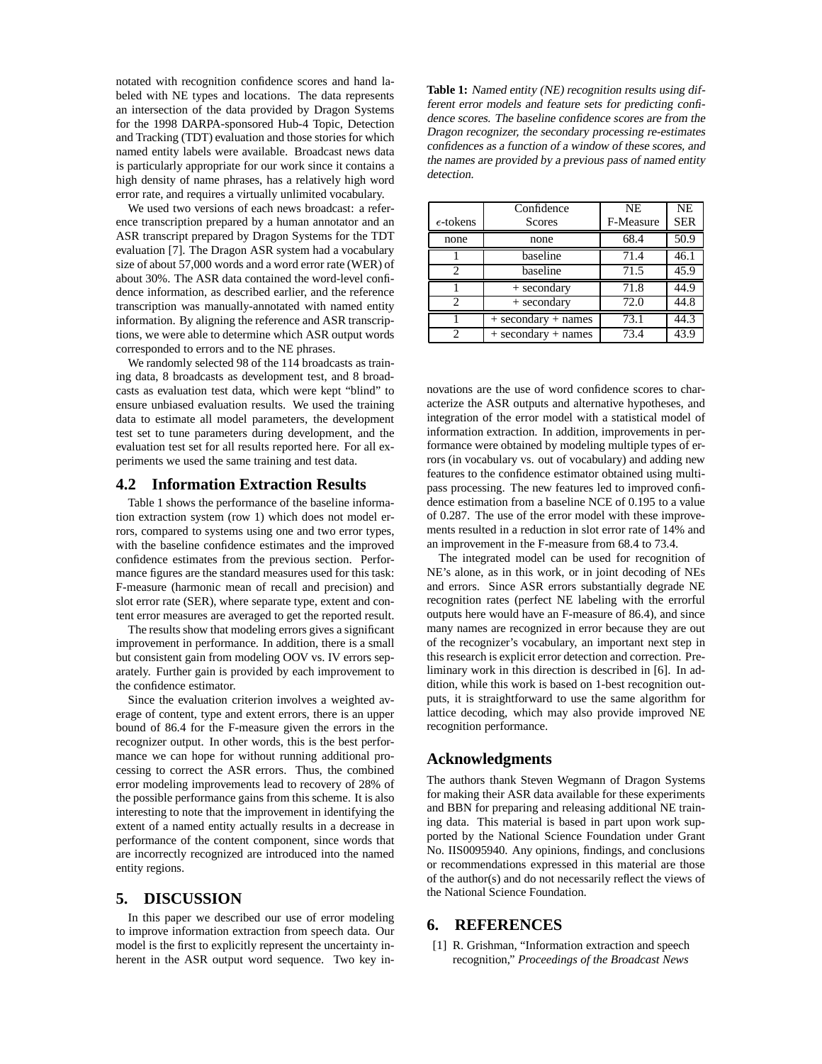notated with recognition confidence scores and hand labeled with NE types and locations. The data represents an intersection of the data provided by Dragon Systems for the 1998 DARPA-sponsored Hub-4 Topic, Detection and Tracking (TDT) evaluation and those stories for which named entity labels were available. Broadcast news data is particularly appropriate for our work since it contains a high density of name phrases, has a relatively high word error rate, and requires a virtually unlimited vocabulary.

We used two versions of each news broadcast: a reference transcription prepared by a human annotator and an ASR transcript prepared by Dragon Systems for the TDT evaluation [7]. The Dragon ASR system had a vocabulary size of about 57,000 words and a word error rate (WER) of about 30%. The ASR data contained the word-level confidence information, as described earlier, and the reference transcription was manually-annotated with named entity information. By aligning the reference and ASR transcriptions, we were able to determine which ASR output words corresponded to errors and to the NE phrases.

We randomly selected 98 of the 114 broadcasts as training data, 8 broadcasts as development test, and 8 broadcasts as evaluation test data, which were kept "blind" to ensure unbiased evaluation results. We used the training data to estimate all model parameters, the development test set to tune parameters during development, and the evaluation test set for all results reported here. For all experiments we used the same training and test data.

## 4.2 Information Extraction Results

Table 1 shows the performance of the baseline information extraction system (row 1) which does not model errors, compared to systems using one and two error types, with the baseline confidence estimates and the improved confidence estimates from the previous section. Performance figures are the standard measures used for this task: F-measure (harmonic mean of recall and precision) and slot error rate (SER), where separate type, extent and content error measures are averaged to get the reported result.

The results show that modeling errors gives a significant improvement in performance. In addition, there is a small but consistent gain from modeling OOV vs. IV errors separately. Further gain is provided by each improvement to the confidence estimator.

Since the evaluation criterion involves a weighted average of content, type and extent errors, there is an upper bound of 86.4 for the F-measure given the errors in the recognizer output. In other words, this is the best performance we can hope for without running additional processing to correct the ASR errors. Thus, the combined error modeling improvements lead to recovery of 28% of the possible performance gains from this scheme. It is also interesting to note that the improvement in identifying the extent of a named entity actually results in a decrease in performance of the content component, since words that are incorrectly recognized are introduced into the named entity regions.

**Table 1:** *Named entity (NE) recognition results using different error models and feature sets for predicting confidence scores. The baseline confidence scores are from the Dragon recognizer, the secondary processing re-estimates confidences as a function of a window of these scores, and the names are provided by a previous pass of named entity detection.*

| $\epsilon$-tokens | Confidence Scores | NE F-Measure | NE SER |
|---|---|---|---|
| none | none | 68.4 | 50.9 |
| 1 | baseline | 71.4 | 46.1 |
| 2 | baseline | 71.5 | 45.9 |
| 1 | + secondary | 71.8 | 44.9 |
| 2 | + secondary | 72.0 | 44.8 |
| 1 | + secondary + names | 73.1 | 44.3 |
| 2 | + secondary + names | 73.4 | 43.9 |

# 5. DISCUSSION

In this paper we described our use of error modeling to improve information extraction from speech data. Our model is the first to explicitly represent the uncertainty inherent in the ASR output word sequence. Two key innovations are the use of word confidence scores to characterize the ASR outputs and alternative hypotheses, and integration of the error model with a statistical model of information extraction. In addition, improvements in performance were obtained by modeling multiple types of errors (in vocabulary vs. out of vocabulary) and adding new features to the confidence estimator obtained using multipass processing. The new features led to improved confidence estimation from a baseline NCE of 0.195 to a value of 0.287. The use of the error model with these improvements resulted in a reduction in slot error rate of 14% and an improvement in the F-measure from 68.4 to 73.4.

The integrated model can be used for recognition of NE's alone, as in this work, or in joint decoding of NEs and errors. Since ASR errors substantially degrade NE recognition rates (perfect NE labeling with the errorful outputs here would have an F-measure of 86.4), and since many names are recognized in error because they are out of the recognizer's vocabulary, an important next step in this research is explicit error detection and correction. Preliminary work in this direction is described in [6]. In addition, while this work is based on 1-best recognition outputs, it is straightforward to use the same algorithm for lattice decoding, which may also provide improved NE recognition performance.

## Acknowledgments

The authors thank Steven Wegmann of Dragon Systems for making their ASR data available for these experiments and BBN for preparing and releasing additional NE training data. This material is based in part upon work supported by the National Science Foundation under Grant No. IIS0095940. Any opinions, findings, and conclusions or recommendations expressed in this material are those of the author(s) and do not necessarily reflect the views of the National Science Foundation.

# 6. REFERENCES

[1] R. Grishman, "Information extraction and speech recognition," *Proceedings of the Broadcast News*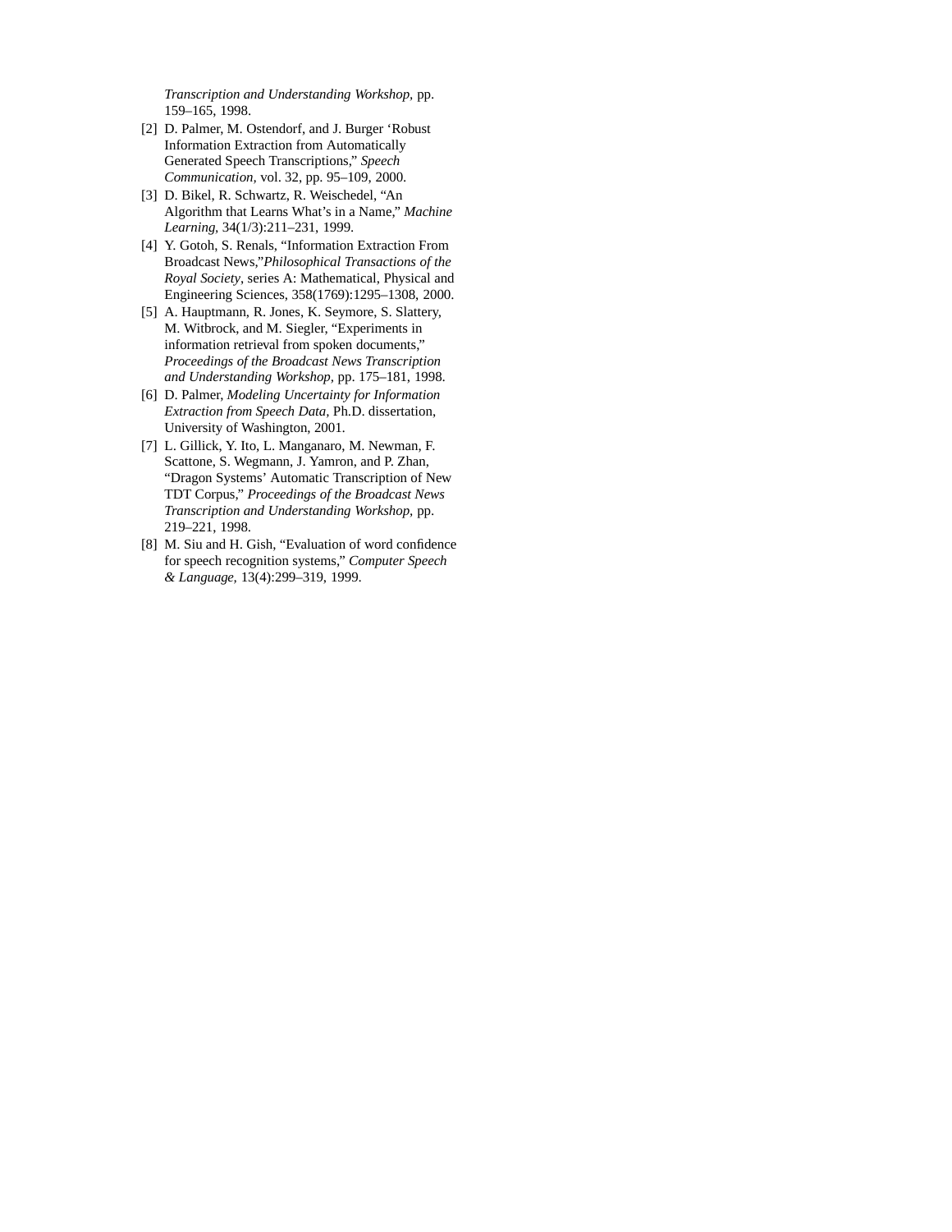*Transcription and Understanding Workshop,* pp. 159–165, 1998.

[2] D. Palmer, M. Ostendorf, and J. Burger 'Robust Information Extraction from Automatically Generated Speech Transcriptions," *Speech Communication,* vol. 32, pp. 95–109, 2000.

[3] D. Bikel, R. Schwartz, R. Weischedel, "An Algorithm that Learns What's in a Name," *Machine Learning,* 34(1/3):211–231, 1999.

[4] Y. Gotoh, S. Renals, "Information Extraction From Broadcast News,"*Philosophical Transactions of the Royal Society*, series A: Mathematical, Physical and Engineering Sciences, 358(1769):1295–1308, 2000.

[5] A. Hauptmann, R. Jones, K. Seymore, S. Slattery, M. Witbrock, and M. Siegler, "Experiments in information retrieval from spoken documents," *Proceedings of the Broadcast News Transcription and Understanding Workshop,* pp. 175–181, 1998.

[6] D. Palmer, *Modeling Uncertainty for Information Extraction from Speech Data,* Ph.D. dissertation, University of Washington, 2001.

[7] L. Gillick, Y. Ito, L. Manganaro, M. Newman, F. Scattone, S. Wegmann, J. Yamron, and P. Zhan, "Dragon Systems' Automatic Transcription of New TDT Corpus," *Proceedings of the Broadcast News Transcription and Understanding Workshop,* pp. 219–221, 1998.

[8] M. Siu and H. Gish, "Evaluation of word confidence for speech recognition systems," *Computer Speech & Language,* 13(4):299–319, 1999.